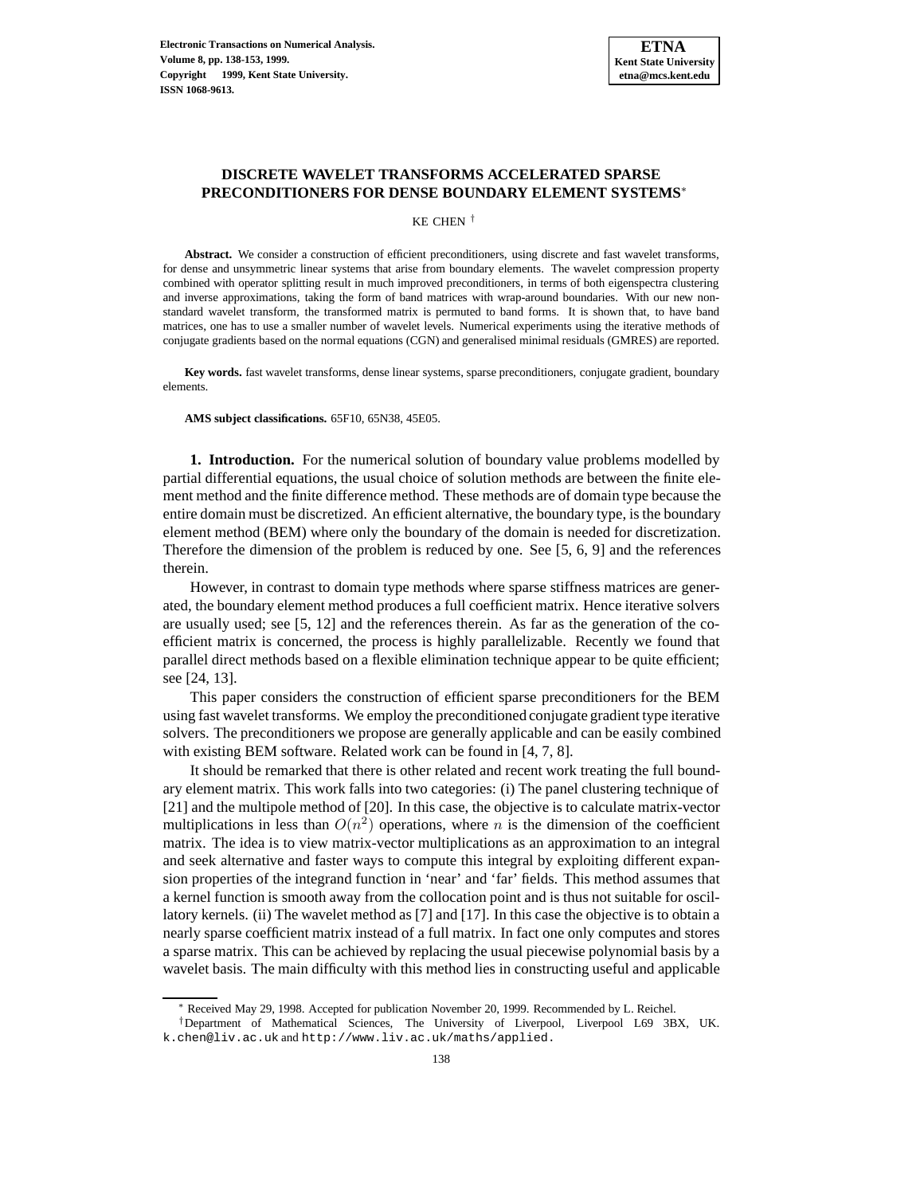# DISCRETE WAVELET TRANSFORMS ACCELERATED SPARSE PRECONDITIONERS FOR DENSE BOUNDARY ELEMENT SYSTEMS*

KE CHEN †

**Abstract.** We consider a construction of efficient preconditioners, using discrete and fast wavelet transforms, for dense and unsymmetric linear systems that arise from boundary elements. The wavelet compression property combined with operator splitting result in much improved preconditioners, in terms of both eigenspectra clustering and inverse approximations, taking the form of band matrices with wrap-around boundaries. With our new non-standard wavelet transform, the transformed matrix is permuted to band forms. It is shown that, to have band matrices, one has to use a smaller number of wavelet levels. Numerical experiments using the iterative methods of conjugate gradients based on the normal equations (CGN) and generalised minimal residuals (GMRES) are reported.

**Key words.** fast wavelet transforms, dense linear systems, sparse preconditioners, conjugate gradient, boundary elements.

**AMS subject classifications.** 65F10, 65N38, 45E05.

**1. Introduction.** For the numerical solution of boundary value problems modelled by partial differential equations, the usual choice of solution methods are between the finite element method and the finite difference method. These methods are of domain type because the entire domain must be discretized. An efficient alternative, the boundary type, is the boundary element method (BEM) where only the boundary of the domain is needed for discretization. Therefore the dimension of the problem is reduced by one. See [5, 6, 9] and the references therein.

However, in contrast to domain type methods where sparse stiffness matrices are generated, the boundary element method produces a full coefficient matrix. Hence iterative solvers are usually used; see [5, 12] and the references therein. As far as the generation of the coefficient matrix is concerned, the process is highly parallelizable. Recently we found that parallel direct methods based on a flexible elimination technique appear to be quite efficient; see [24, 13].

This paper considers the construction of efficient sparse preconditioners for the BEM using fast wavelet transforms. We employ the preconditioned conjugate gradient type iterative solvers. The preconditioners we propose are generally applicable and can be easily combined with existing BEM software. Related work can be found in [4, 7, 8].

It should be remarked that there is other related and recent work treating the full boundary element matrix. This work falls into two categories: (i) The panel clustering technique of [21] and the multipole method of [20]. In this case, the objective is to calculate matrix-vector multiplications in less than $O(n^2)$ operations, where $n$ is the dimension of the coefficient matrix. The idea is to view matrix-vector multiplications as an approximation to an integral and seek alternative and faster ways to compute this integral by exploiting different expansion properties of the integrand function in 'near' and 'far' fields. This method assumes that a kernel function is smooth away from the collocation point and is thus not suitable for oscillatory kernels. (ii) The wavelet method as [7] and [17]. In this case the objective is to obtain a nearly sparse coefficient matrix instead of a full matrix. In fact one only computes and stores a sparse matrix. This can be achieved by replacing the usual piecewise polynomial basis by a wavelet basis. The main difficulty with this method lies in constructing useful and applicable

* Received May 29, 1998. Accepted for publication November 20, 1999. Recommended by L. Reichel.

†Department of Mathematical Sciences, The University of Liverpool, Liverpool L69 3BX, UK. k.chen@liv.ac.uk and http://www.liv.ac.uk/maths/applied.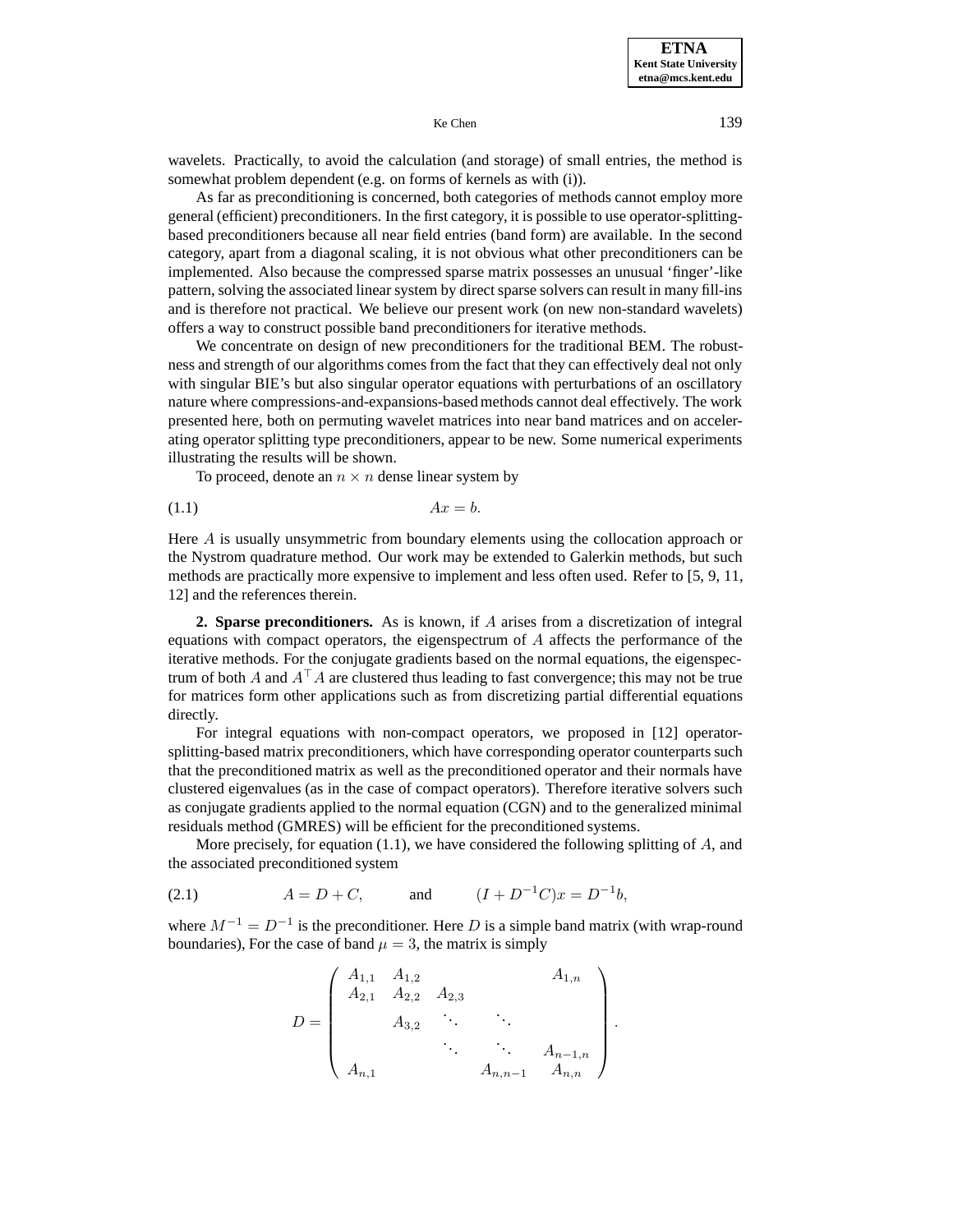wavelets. Practically, to avoid the calculation (and storage) of small entries, the method is somewhat problem dependent (e.g. on forms of kernels as with (i)).

As far as preconditioning is concerned, both categories of methods cannot employ more general (efficient) preconditioners. In the first category, it is possible to use operator-splitting-based preconditioners because all near field entries (band form) are available. In the second category, apart from a diagonal scaling, it is not obvious what other preconditioners can be implemented. Also because the compressed sparse matrix possesses an unusual 'finger'-like pattern, solving the associated linear system by direct sparse solvers can result in many fill-ins and is therefore not practical. We believe our present work (on new non-standard wavelets) offers a way to construct possible band preconditioners for iterative methods.

We concentrate on design of new preconditioners for the traditional BEM. The robustness and strength of our algorithms comes from the fact that they can effectively deal not only with singular BIE's but also singular operator equations with perturbations of an oscillatory nature where compressions-and-expansions-based methods cannot deal effectively. The work presented here, both on permuting wavelet matrices into near band matrices and on accelerating operator splitting type preconditioners, appear to be new. Some numerical experiments illustrating the results will be shown.

To proceed, denote an $n \times n$ dense linear system by

$$Ax = b. \tag{1.1}$$

Here $A$ is usually unsymmetric from boundary elements using the collocation approach or the Nystrom quadrature method. Our work may be extended to Galerkin methods, but such methods are practically more expensive to implement and less often used. Refer to [5, 9, 11, 12] and the references therein.

**2. Sparse preconditioners.** As is known, if $A$ arises from a discretization of integral equations with compact operators, the eigenspectrum of $A$ affects the performance of the iterative methods. For the conjugate gradients based on the normal equations, the eigenspectrum of both $A$ and $A^\top A$ are clustered thus leading to fast convergence; this may not be true for matrices form other applications such as from discretizing partial differential equations directly.

For integral equations with non-compact operators, we proposed in [12] operator-splitting-based matrix preconditioners, which have corresponding operator counterparts such that the preconditioned matrix as well as the preconditioned operator and their normals have clustered eigenvalues (as in the case of compact operators). Therefore iterative solvers such as conjugate gradients applied to the normal equation (CGN) and to the generalized minimal residuals method (GMRES) will be efficient for the preconditioned systems.

More precisely, for equation (1.1), we have considered the following splitting of $A$, and the associated preconditioned system

$$A = D + C, \qquad \text{and} \qquad (I + D^{-1}C)x = D^{-1}b, \tag{2.1}$$

where $M^{-1} = D^{-1}$ is the preconditioner. Here $D$ is a simple band matrix (with wrap-round boundaries), For the case of band $\mu = 3$, the matrix is simply

$$D = \begin{pmatrix} A_{1,1} & A_{1,2} & & & A_{1,n} \\ A_{2,1} & A_{2,2} & A_{2,3} & & \\ & A_{3,2} & \ddots & \ddots & \\ & & \ddots & \ddots & A_{n-1,n} \\ A_{n,1} & & & A_{n,n-1} & A_{n,n} \end{pmatrix}.$$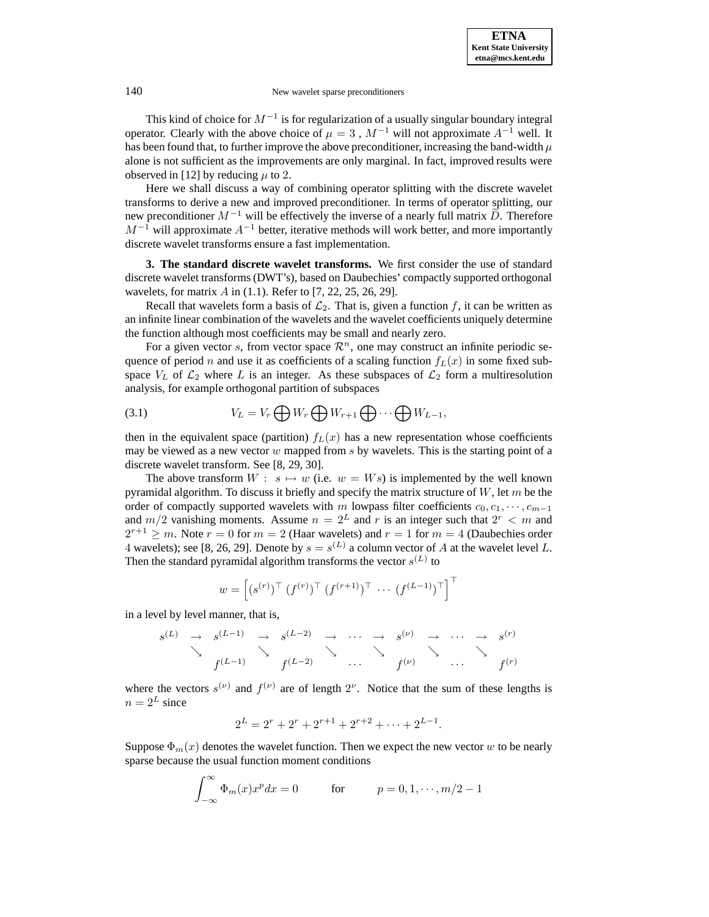This kind of choice for $M^{-1}$ is for regularization of a usually singular boundary integral operator. Clearly with the above choice of $\mu = 3$ , $M^{-1}$ will not approximate $A^{-1}$ well. It has been found that, to further improve the above preconditioner, increasing the band-width $\mu$ alone is not sufficient as the improvements are only marginal. In fact, improved results were observed in [12] by reducing $\mu$ to 2.

Here we shall discuss a way of combining operator splitting with the discrete wavelet transforms to derive a new and improved preconditioner. In terms of operator splitting, our new preconditioner $M^{-1}$ will be effectively the inverse of a nearly full matrix $\widetilde{D}$. Therefore $M^{-1}$ will approximate $A^{-1}$ better, iterative methods will work better, and more importantly discrete wavelet transforms ensure a fast implementation.

**3. The standard discrete wavelet transforms.** We first consider the use of standard discrete wavelet transforms (DWT's), based on Daubechies' compactly supported orthogonal wavelets, for matrix $A$ in (1.1). Refer to [7, 22, 25, 26, 29].

Recall that wavelets form a basis of $\mathcal{L}_2$. That is, given a function $f$, it can be written as an infinite linear combination of the wavelets and the wavelet coefficients uniquely determine the function although most coefficients may be small and nearly zero.

For a given vector $s$, from vector space $\mathcal{R}^n$, one may construct an infinite periodic sequence of period $n$ and use it as coefficients of a scaling function $f_L(x)$ in some fixed subspace $V_L$ of $\mathcal{L}_2$ where $L$ is an integer. As these subspaces of $\mathcal{L}_2$ form a multiresolution analysis, for example orthogonal partition of subspaces

$$V_L = V_r \bigoplus W_r \bigoplus W_{r+1} \bigoplus \cdots \bigoplus W_{L-1}, \tag{3.1}$$

then in the equivalent space (partition) $f_L(x)$ has a new representation whose coefficients may be viewed as a new vector $w$ mapped from $s$ by wavelets. This is the starting point of a discrete wavelet transform. See [8, 29, 30].

The above transform $W: \ s \mapsto w$ (i.e. $w = Ws$) is implemented by the well known pyramidal algorithm. To discuss it briefly and specify the matrix structure of $W$, let $m$ be the order of compactly supported wavelets with $m$ lowpass filter coefficients $c_0, c_1, \cdots, c_{m-1}$ and $m/2$ vanishing moments. Assume $n = 2^L$ and $r$ is an integer such that $2^r < m$ and $2^{r+1} \geq m$. Note $r = 0$ for $m = 2$ (Haar wavelets) and $r = 1$ for $m = 4$ (Daubechies order 4 wavelets); see [8, 26, 29]. Denote by $s = s^{(L)}$ a column vector of $A$ at the wavelet level $L$. Then the standard pyramidal algorithm transforms the vector $s^{(L)}$ to

$$w = \left[ (s^{(r)})^\top \ (f^{(r)})^\top \ (f^{(r+1)})^\top \ \cdots \ (f^{(L-1)})^\top \right]^\top$$

in a level by level manner, that is,

$$\begin{array}{ccccccccccccc}
s^{(L)} & \to & s^{(L-1)} & \to & s^{(L-2)} & \to & \cdots & \to & s^{(\nu)} & \to & \cdots & \to & s^{(r)} \\
 & \searrow & & \searrow & & \searrow & & \searrow & & \searrow & & \searrow & \\
 & & f^{(L-1)} & & f^{(L-2)} & & \cdots & & f^{(\nu)} & & \cdots & & f^{(r)}
\end{array}$$

where the vectors $s^{(\nu)}$ and $f^{(\nu)}$ are of length $2^\nu$. Notice that the sum of these lengths is $n = 2^L$ since

$$2^L = 2^r + 2^r + 2^{r+1} + 2^{r+2} + \cdots + 2^{L-1}.$$

Suppose $\Phi_m(x)$ denotes the wavelet function. Then we expect the new vector $w$ to be nearly sparse because the usual function moment conditions

$$\int_{-\infty}^{\infty} \Phi_m(x) x^p dx = 0 \qquad \text{for} \qquad p = 0, 1, \cdots, m/2 - 1$$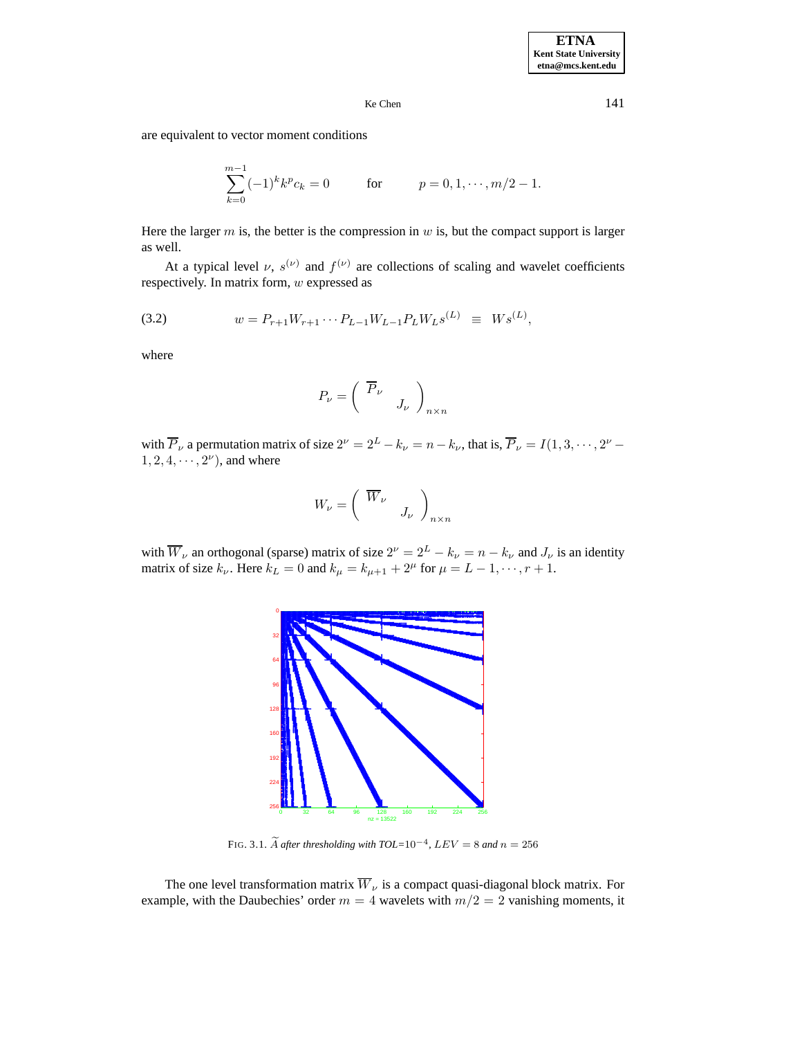are equivalent to vector moment conditions

$$\sum_{k=0}^{m-1}(-1)^k k^p c_k = 0 \qquad \text{for} \qquad p = 0, 1, \cdots, m/2-1.$$

Here the larger $m$ is, the better is the compression in $w$ is, but the compact support is larger as well.

At a typical level $\nu$, $s^{(\nu)}$ and $f^{(\nu)}$ are collections of scaling and wavelet coefficients respectively. In matrix form, $w$ expressed as

$$w = P_{r+1}W_{r+1}\cdots P_{L-1}W_{L-1}P_L W_L s^{(L)} \equiv W s^{(L)}, \tag{3.2}$$

where

$$P_\nu = \begin{pmatrix} \overline{P}_\nu & \\ & J_\nu \end{pmatrix}_{n\times n}$$

with $\overline{P}_\nu$ a permutation matrix of size $2^\nu = 2^L - k_\nu = n - k_\nu$, that is, $\overline{P}_\nu = I(1, 3, \cdots, 2^\nu - 1, 2, 4, \cdots, 2^\nu)$, and where

$$W_\nu = \begin{pmatrix} \overline{W}_\nu & \\ & J_\nu \end{pmatrix}_{n\times n}$$

with $\overline{W}_\nu$ an orthogonal (sparse) matrix of size $2^\nu = 2^L - k_\nu = n - k_\nu$ and $J_\nu$ is an identity matrix of size $k_\nu$. Here $k_L = 0$ and $k_\mu = k_{\mu+1} + 2^\mu$ for $\mu = L-1, \cdots, r+1$.

FIG. 3.1. $\widetilde{A}$ *after thresholding with TOL*$=10^{-4}$, *LEV* $= 8$ *and* $n = 256$

The one level transformation matrix $\overline{W}_\nu$ is a compact quasi-diagonal block matrix. For example, with the Daubechies' order $m = 4$ wavelets with $m/2 = 2$ vanishing moments, it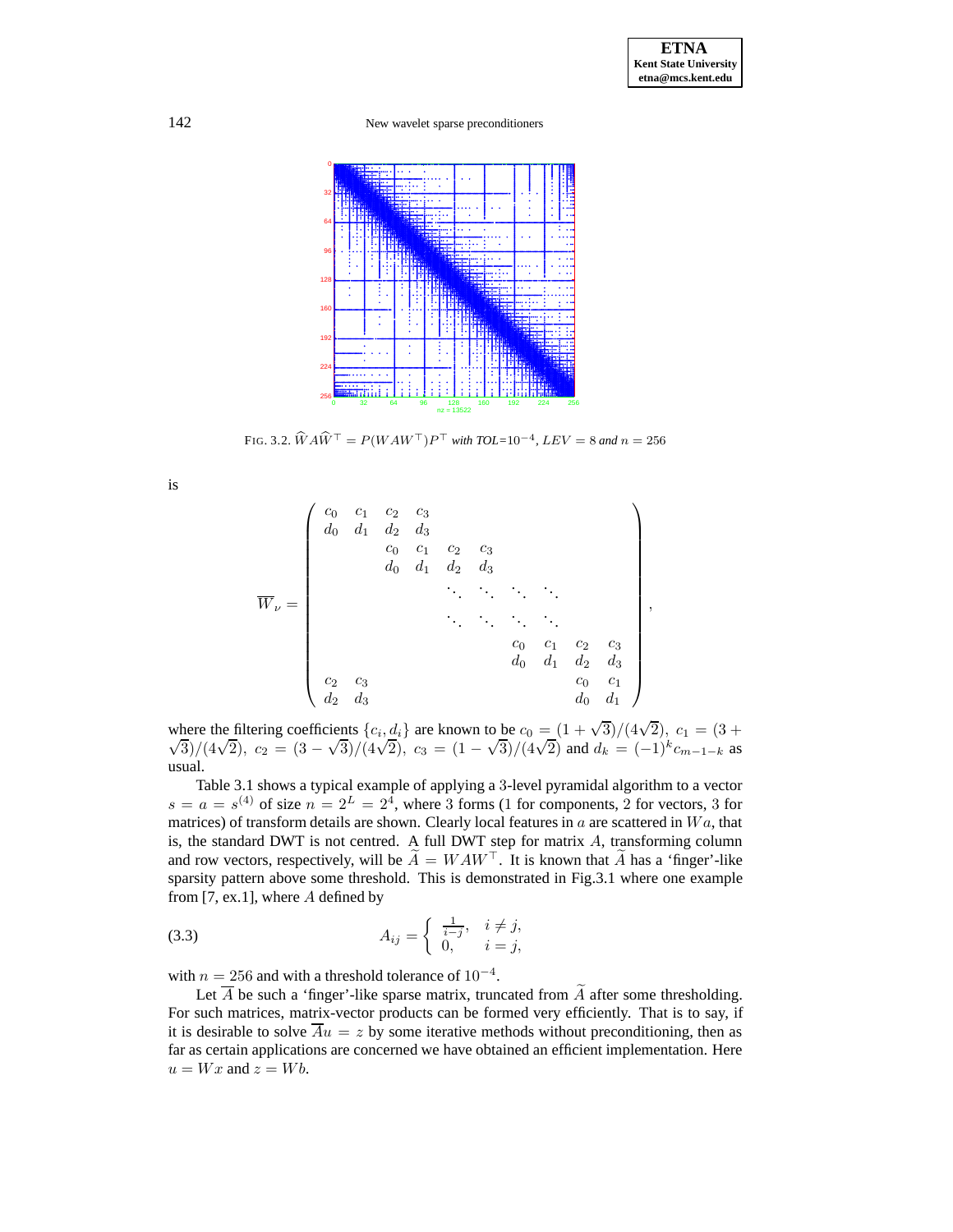FIG. 3.2. $\widehat{W}A\widehat{W}^\top = P(WAW^\top)P^\top$ *with TOL=*$10^{-4}$*,* $LEV = 8$ *and* $n = 256$

is

$$\overline{W}_\nu = \begin{pmatrix} c_0 & c_1 & c_2 & c_3 & & & & & & \\ d_0 & d_1 & d_2 & d_3 & & & & & & \\ & & c_0 & c_1 & c_2 & c_3 & & & & \\ & & d_0 & d_1 & d_2 & d_3 & & & & \\ & & & & \ddots & \ddots & \ddots & \ddots & & \\ & & & & \ddots & \ddots & \ddots & \ddots & & \\ & & & & & & c_0 & c_1 & c_2 & c_3 \\ & & & & & & d_0 & d_1 & d_2 & d_3 \\ c_2 & c_3 & & & & & & & c_0 & c_1 \\ d_2 & d_3 & & & & & & & d_0 & d_1 \end{pmatrix},$$

where the filtering coefficients $\{c_i, d_i\}$ are known to be $c_0 = (1+\sqrt{3})/(4\sqrt{2})$, $c_1 = (3+\sqrt{3})/(4\sqrt{2})$, $c_2 = (3-\sqrt{3})/(4\sqrt{2})$, $c_3 = (1-\sqrt{3})/(4\sqrt{2})$ and $d_k = (-1)^k c_{m-1-k}$ as usual.

Table 3.1 shows a typical example of applying a 3-level pyramidal algorithm to a vector $s = a = s^{(4)}$ of size $n = 2^L = 2^4$, where 3 forms (1 for components, 2 for vectors, 3 for matrices) of transform details are shown. Clearly local features in $a$ are scattered in $Wa$, that is, the standard DWT is not centred. A full DWT step for matrix $A$, transforming column and row vectors, respectively, will be $\widetilde{A} = WAW^\top$. It is known that $\widetilde{A}$ has a 'finger'-like sparsity pattern above some threshold. This is demonstrated in Fig.3.1 where one example from [7, ex.1], where $A$ defined by

$$A_{ij} = \begin{cases} \frac{1}{i-j}, & i \neq j, \\ 0, & i = j, \end{cases} \tag{3.3}$$

with $n = 256$ and with a threshold tolerance of $10^{-4}$.

Let $\overline{A}$ be such a 'finger'-like sparse matrix, truncated from $\widetilde{A}$ after some thresholding. For such matrices, matrix-vector products can be formed very efficiently. That is to say, if it is desirable to solve $\overline{A}u = z$ by some iterative methods without preconditioning, then as far as certain applications are concerned we have obtained an efficient implementation. Here $u = Wx$ and $z = Wb$.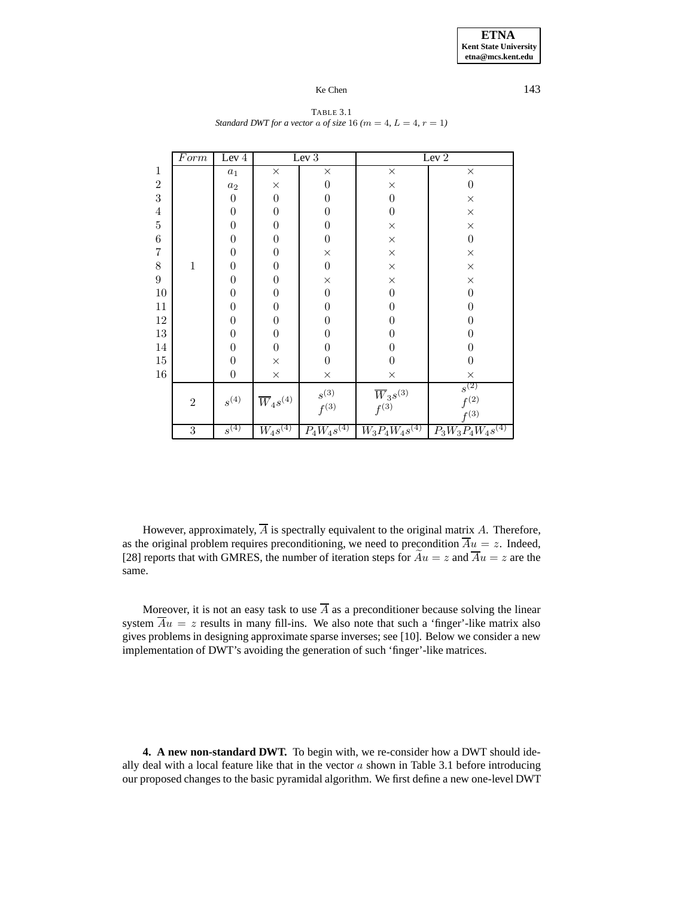TABLE 3.1
*Standard DWT for a vector $a$ of size 16 ($m = 4$, $L = 4$, $r = 1$)*

| | $Form$ | Lev 4 | Lev 3 | | Lev 2 | |
|---|---|---|---|---|---|---|
| 1 | | $a_1$ | $\times$ | $\times$ | $\times$ | $\times$ |
| 2 | | $a_2$ | $\times$ | $0$ | $\times$ | $0$ |
| 3 | | $0$ | $0$ | $0$ | $0$ | $\times$ |
| 4 | | $0$ | $0$ | $0$ | $0$ | $\times$ |
| 5 | | $0$ | $0$ | $0$ | $\times$ | $\times$ |
| 6 | | $0$ | $0$ | $0$ | $\times$ | $0$ |
| 7 | | $0$ | $0$ | $\times$ | $\times$ | $\times$ |
| 8 | 1 | $0$ | $0$ | $0$ | $\times$ | $\times$ |
| 9 | | $0$ | $0$ | $\times$ | $\times$ | $\times$ |
| 10 | | $0$ | $0$ | $0$ | $0$ | $0$ |
| 11 | | $0$ | $0$ | $0$ | $0$ | $0$ |
| 12 | | $0$ | $0$ | $0$ | $0$ | $0$ |
| 13 | | $0$ | $0$ | $0$ | $0$ | $0$ |
| 14 | | $0$ | $0$ | $0$ | $0$ | $0$ |
| 15 | | $0$ | $\times$ | $0$ | $0$ | $0$ |
| 16 | | $0$ | $\times$ | $\times$ | $\times$ | $\times$ |
| | 2 | $s^{(4)}$ | $\overline{W}_4 s^{(4)}$ | $s^{(3)}$ $f^{(3)}$ | $\overline{W}_3 s^{(3)}$ $f^{(3)}$ | $s^{(2)}$ $f^{(2)}$ $f^{(3)}$ |
| | 3 | $s^{(4)}$ | $W_4 s^{(4)}$ | $P_4 W_4 s^{(4)}$ | $W_3 P_4 W_4 s^{(4)}$ | $P_3 W_3 P_4 W_4 s^{(4)}$ |

However, approximately, $\overline{A}$ is spectrally equivalent to the original matrix $A$. Therefore, as the original problem requires preconditioning, we need to precondition $\overline{A}u = z$. Indeed, [28] reports that with GMRES, the number of iteration steps for $\widetilde{A}u = z$ and $\overline{A}u = z$ are the same.

Moreover, it is not an easy task to use $\overline{A}$ as a preconditioner because solving the linear system $\overline{A}u = z$ results in many fill-ins. We also note that such a 'finger'-like matrix also gives problems in designing approximate sparse inverses; see [10]. Below we consider a new implementation of DWT's avoiding the generation of such 'finger'-like matrices.

**4. A new non-standard DWT.** To begin with, we re-consider how a DWT should ideally deal with a local feature like that in the vector $a$ shown in Table 3.1 before introducing our proposed changes to the basic pyramidal algorithm. We first define a new one-level DWT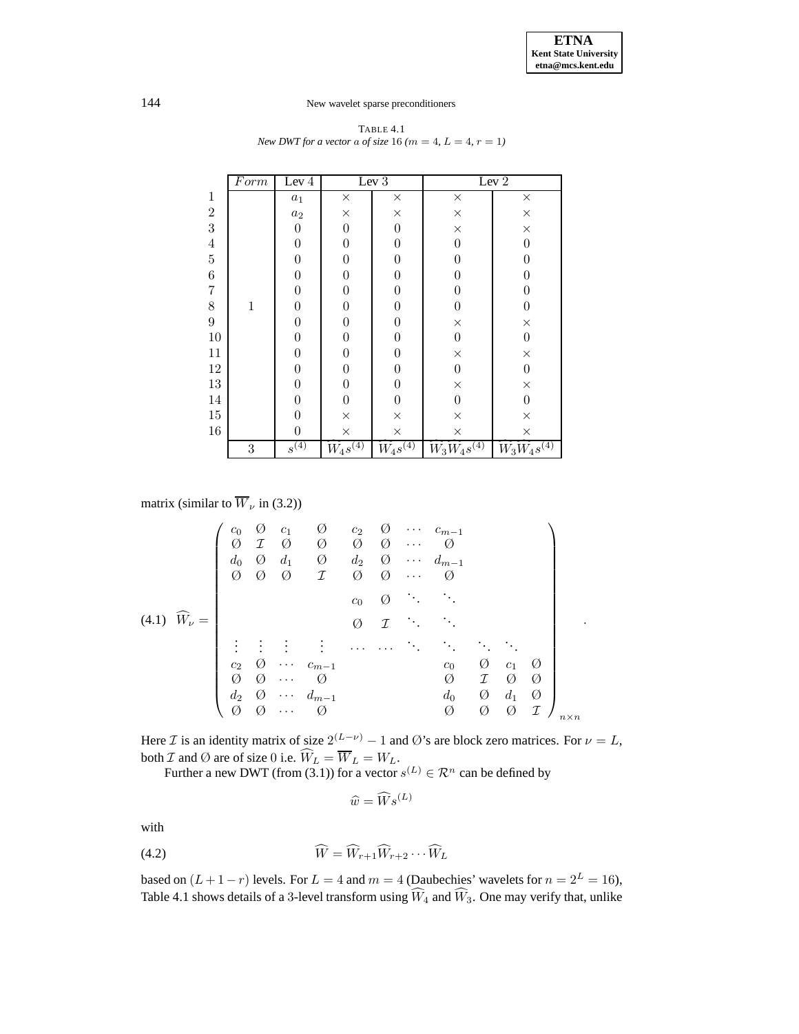TABLE 4.1
*New DWT for a vector $a$ of size 16 ($m = 4$, $L = 4$, $r = 1$)*

| | $Form$ | Lev 4 | Lev 3 | | Lev 2 | |
|---|---|---|---|---|---|---|
| 1 | | $a_1$ | $\times$ | $\times$ | $\times$ | $\times$ |
| 2 | | $a_2$ | $\times$ | $\times$ | $\times$ | $\times$ |
| 3 | | 0 | 0 | 0 | $\times$ | $\times$ |
| 4 | | 0 | 0 | 0 | 0 | 0 |
| 5 | | 0 | 0 | 0 | 0 | 0 |
| 6 | | 0 | 0 | 0 | 0 | 0 |
| 7 | | 0 | 0 | 0 | 0 | 0 |
| 8 | 1 | 0 | 0 | 0 | 0 | 0 |
| 9 | | 0 | 0 | 0 | $\times$ | $\times$ |
| 10 | | 0 | 0 | 0 | 0 | 0 |
| 11 | | 0 | 0 | 0 | $\times$ | $\times$ |
| 12 | | 0 | 0 | 0 | 0 | 0 |
| 13 | | 0 | 0 | 0 | $\times$ | $\times$ |
| 14 | | 0 | 0 | 0 | 0 | 0 |
| 15 | | 0 | $\times$ | $\times$ | $\times$ | $\times$ |
| 16 | | 0 | $\times$ | $\times$ | $\times$ | $\times$ |
| | 3 | $s^{(4)}$ | $\overline{W}_4 s^{(4)}$ | $\widehat{W}_4 s^{(4)}$ | $\overline{W}_3 \overline{W}_4 s^{(4)}$ | $\widehat{W}_3 \widehat{W}_4 s^{(4)}$ |

matrix (similar to $\overline{W}_\nu$ in (3.2))

$$
\widehat{W}_\nu = \begin{pmatrix}
c_0 & \emptyset & c_1 & \emptyset & c_2 & \emptyset & \cdots & c_{m-1} & & & & \\
\emptyset & \mathcal{I} & \emptyset & \emptyset & \emptyset & \emptyset & \cdots & \emptyset & & & & \\
d_0 & \emptyset & d_1 & \emptyset & d_2 & \emptyset & \cdots & d_{m-1} & & & & \\
\emptyset & \emptyset & \emptyset & \mathcal{I} & \emptyset & \emptyset & \cdots & \emptyset & & & & \\
 & & & & c_0 & \emptyset & \ddots & \ddots & & & & \\
 & & & & \emptyset & \mathcal{I} & \ddots & \ddots & & & & \\
\vdots & \vdots & \vdots & \vdots & \cdots & \cdots & \ddots & \ddots & \ddots & \ddots & & \\
c_2 & \emptyset & \cdots & c_{m-1} & & & & c_0 & \emptyset & c_1 & \emptyset \\
\emptyset & \emptyset & \cdots & \emptyset & & & & \emptyset & \mathcal{I} & \emptyset & \emptyset \\
d_2 & \emptyset & \cdots & d_{m-1} & & & & d_0 & \emptyset & d_1 & \emptyset \\
\emptyset & \emptyset & \cdots & \emptyset & & & & \emptyset & \emptyset & \emptyset & \mathcal{I}
\end{pmatrix}_{n \times n}. \tag{4.1}
$$

Here $\mathcal{I}$ is an identity matrix of size $2^{(L-\nu)} - 1$ and $\emptyset$'s are block zero matrices. For $\nu = L$, both $\mathcal{I}$ and $\emptyset$ are of size 0 i.e. $\widehat{W}_L = \overline{W}_L = W_L$.

Further a new DWT (from (3.1)) for a vector $s^{(L)} \in \mathcal{R}^n$ can be defined by

$$
\widehat{w} = \widehat{W} s^{(L)}
$$

with

$$
\widehat{W} = \widehat{W}_{r+1} \widehat{W}_{r+2} \cdots \widehat{W}_L \tag{4.2}
$$

based on $(L + 1 - r)$ levels. For $L = 4$ and $m = 4$ (Daubechies' wavelets for $n = 2^L = 16$), Table 4.1 shows details of a 3-level transform using $\widehat{W}_4$ and $\widehat{W}_3$. One may verify that, unlike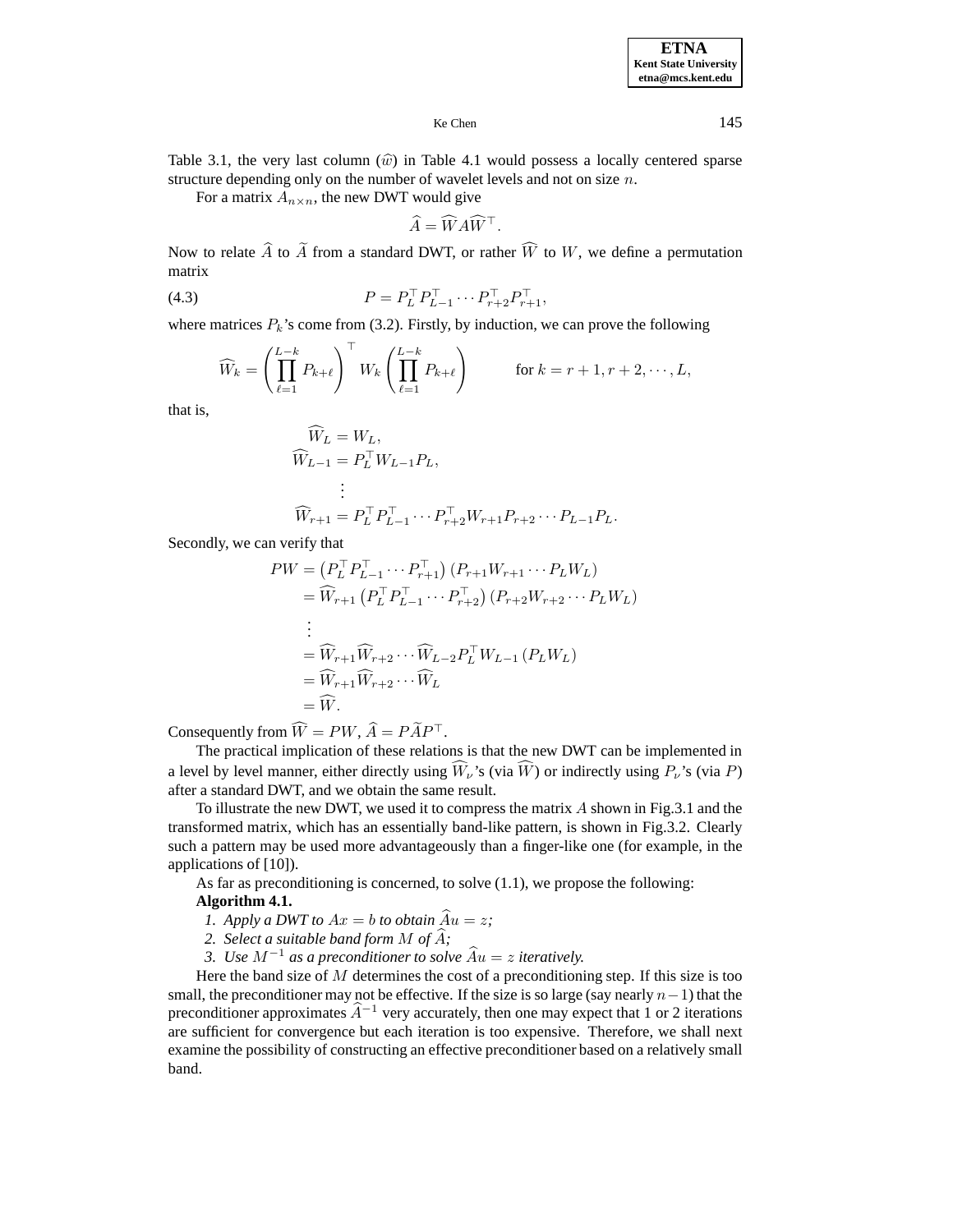Table 3.1, the very last column ($\widehat{w}$) in Table 4.1 would possess a locally centered sparse structure depending only on the number of wavelet levels and not on size $n$.

For a matrix $A_{n\times n}$, the new DWT would give

$$\widehat{A} = \widehat{W} A \widehat{W}^\top.$$

Now to relate $\widehat{A}$ to $\widetilde{A}$ from a standard DWT, or rather $\widehat{W}$ to $W$, we define a permutation matrix

$$P = P_L^\top P_{L-1}^\top \cdots P_{r+2}^\top P_{r+1}^\top, \tag{4.3}$$

where matrices $P_k$'s come from (3.2). Firstly, by induction, we can prove the following

$$\widehat{W}_k = \left(\prod_{\ell=1}^{L-k} P_{k+\ell}\right)^\top W_k \left(\prod_{\ell=1}^{L-k} P_{k+\ell}\right) \qquad \text{for } k = r+1, r+2, \cdots, L,$$

that is,

$$\begin{aligned}
\widehat{W}_L &= W_L,\\
\widehat{W}_{L-1} &= P_L^\top W_{L-1} P_L,\\
&\vdots\\
\widehat{W}_{r+1} &= P_L^\top P_{L-1}^\top \cdots P_{r+2}^\top W_{r+1} P_{r+2} \cdots P_{L-1} P_L.
\end{aligned}$$

Secondly, we can verify that

$$\begin{aligned}
PW &= \left(P_L^\top P_{L-1}^\top \cdots P_{r+1}^\top\right)\left(P_{r+1} W_{r+1} \cdots P_L W_L\right)\\
&= \widehat{W}_{r+1}\left(P_L^\top P_{L-1}^\top \cdots P_{r+2}^\top\right)\left(P_{r+2} W_{r+2} \cdots P_L W_L\right)\\
&\vdots\\
&= \widehat{W}_{r+1}\widehat{W}_{r+2}\cdots\widehat{W}_{L-2} P_L^\top W_{L-1}\left(P_L W_L\right)\\
&= \widehat{W}_{r+1}\widehat{W}_{r+2}\cdots\widehat{W}_L\\
&= \widehat{W}.
\end{aligned}$$

Consequently from $\widehat{W} = PW$, $\widehat{A} = P\widetilde{A}P^\top$.

The practical implication of these relations is that the new DWT can be implemented in a level by level manner, either directly using $\widehat{W}_\nu$'s (via $\widehat{W}$) or indirectly using $P_\nu$'s (via $P$) after a standard DWT, and we obtain the same result.

To illustrate the new DWT, we used it to compress the matrix $A$ shown in Fig.3.1 and the transformed matrix, which has an essentially band-like pattern, is shown in Fig.3.2. Clearly such a pattern may be used more advantageously than a finger-like one (for example, in the applications of [10]).

As far as preconditioning is concerned, to solve (1.1), we propose the following:

**Algorithm 4.1.**

1. *Apply a DWT to $Ax = b$ to obtain $\widehat{A}u = z$;*
2. *Select a suitable band form $M$ of $\widehat{A}$;*
3. *Use $M^{-1}$ as a preconditioner to solve $\widehat{A}u = z$ iteratively.*

Here the band size of $M$ determines the cost of a preconditioning step. If this size is too small, the preconditioner may not be effective. If the size is so large (say nearly $n-1$) that the preconditioner approximates $\widehat{A}^{-1}$ very accurately, then one may expect that 1 or 2 iterations are sufficient for convergence but each iteration is too expensive. Therefore, we shall next examine the possibility of constructing an effective preconditioner based on a relatively small band.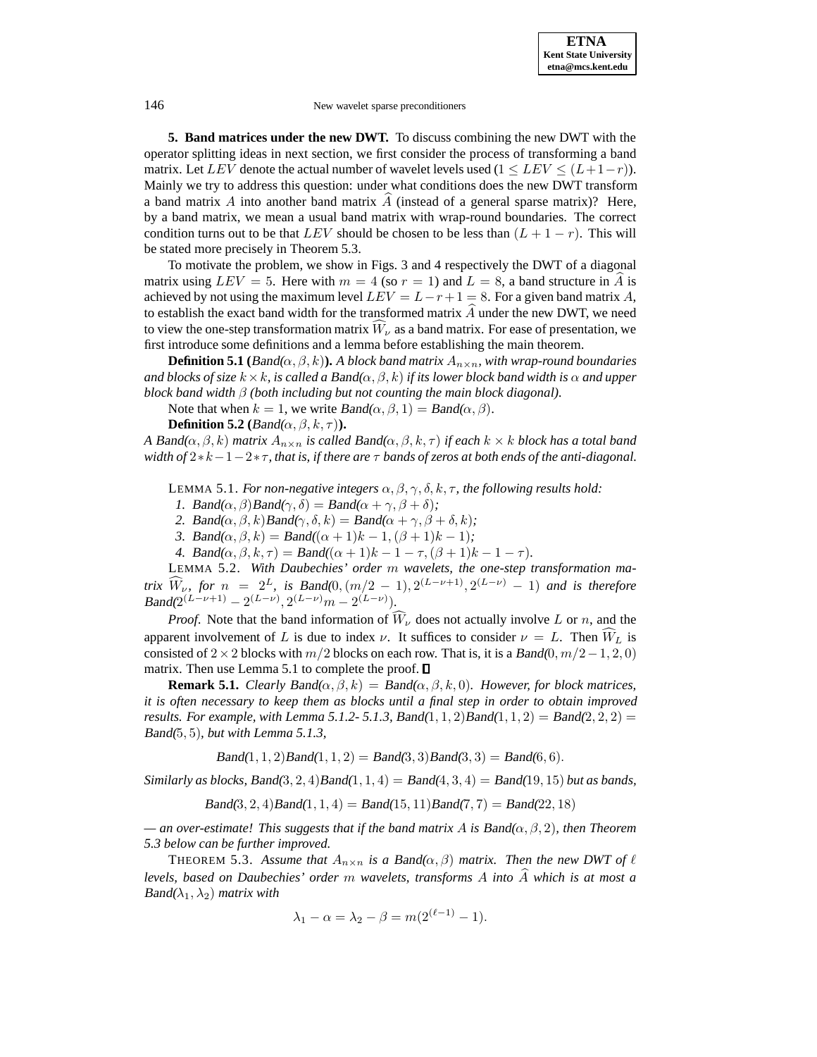**5. Band matrices under the new DWT.** To discuss combining the new DWT with the operator splitting ideas in next section, we first consider the process of transforming a band matrix. Let $LEV$ denote the actual number of wavelet levels used ($1 \leq LEV \leq (L+1-r)$). Mainly we try to address this question: under what conditions does the new DWT transform a band matrix $A$ into another band matrix $\widehat{A}$ (instead of a general sparse matrix)? Here, by a band matrix, we mean a usual band matrix with wrap-round boundaries. The correct condition turns out to be that $LEV$ should be chosen to be less than $(L+1-r)$. This will be stated more precisely in Theorem 5.3.

To motivate the problem, we show in Figs. 3 and 4 respectively the DWT of a diagonal matrix using $LEV = 5$. Here with $m = 4$ (so $r = 1$) and $L = 8$, a band structure in $\widehat{A}$ is achieved by not using the maximum level $LEV = L - r + 1 = 8$. For a given band matrix $A$, to establish the exact band width for the transformed matrix $\widehat{A}$ under the new DWT, we need to view the one-step transformation matrix $\widehat{W}_\nu$ as a band matrix. For ease of presentation, we first introduce some definitions and a lemma before establishing the main theorem.

**Definition 5.1 (**$Band(\alpha, \beta, k)$**).** *A block band matrix $A_{n \times n}$, with wrap-round boundaries and blocks of size $k \times k$, is called a $Band(\alpha, \beta, k)$ if its lower block band width is $\alpha$ and upper block band width $\beta$ (both including but not counting the main block diagonal).*

Note that when $k = 1$, we write $Band(\alpha, \beta, 1) = Band(\alpha, \beta)$.

**Definition 5.2 (**$Band(\alpha, \beta, k, \tau)$**).**
*A $Band(\alpha, \beta, k)$ matrix $A_{n \times n}$ is called $Band(\alpha, \beta, k, \tau)$ if each $k \times k$ block has a total band width of $2 * k - 1 - 2 * \tau$, that is, if there are $\tau$ bands of zeros at both ends of the anti-diagonal.*

LEMMA 5.1. *For non-negative integers $\alpha, \beta, \gamma, \delta, k, \tau$, the following results hold:*

1. *$Band(\alpha, \beta) Band(\gamma, \delta) = Band(\alpha + \gamma, \beta + \delta)$;*
2. *$Band(\alpha, \beta, k) Band(\gamma, \delta, k) = Band(\alpha + \gamma, \beta + \delta, k)$;*
3. *$Band(\alpha, \beta, k) = Band((\alpha + 1)k - 1, (\beta + 1)k - 1)$;*
4. *$Band(\alpha, \beta, k, \tau) = Band((\alpha + 1)k - 1 - \tau, (\beta + 1)k - 1 - \tau)$.*

LEMMA 5.2. *With Daubechies' order $m$ wavelets, the one-step transformation matrix $\widehat{W}_\nu$, for $n = 2^L$, is $Band(0, (m/2 - 1), 2^{(L-\nu+1)}, 2^{(L-\nu)} - 1)$ and is therefore $Band(2^{(L-\nu+1)} - 2^{(L-\nu)}, 2^{(L-\nu)} m - 2^{(L-\nu)})$.*

*Proof.* Note that the band information of $\widehat{W}_\nu$ does not actually involve $L$ or $n$, and the apparent involvement of $L$ is due to index $\nu$. It suffices to consider $\nu = L$. Then $\widehat{W}_L$ is consisted of $2 \times 2$ blocks with $m/2$ blocks on each row. That is, it is a $Band(0, m/2 - 1, 2, 0)$ matrix. Then use Lemma 5.1 to complete the proof. ∎

**Remark 5.1.** *Clearly $Band(\alpha, \beta, k) = Band(\alpha, \beta, k, 0)$. However, for block matrices, it is often necessary to keep them as blocks until a final step in order to obtain improved results. For example, with Lemma 5.1.2- 5.1.3, $Band(1, 1, 2) Band(1, 1, 2) = Band(2, 2, 2) = Band(5, 5)$, but with Lemma 5.1.3,*

$$Band(1, 1, 2) Band(1, 1, 2) = Band(3, 3) Band(3, 3) = Band(6, 6).$$

*Similarly as blocks, $Band(3, 2, 4) Band(1, 1, 4) = Band(4, 3, 4) = Band(19, 15)$ but as bands,*

$$Band(3, 2, 4) Band(1, 1, 4) = Band(15, 11) Band(7, 7) = Band(22, 18)$$

*— an over-estimate! This suggests that if the band matrix $A$ is $Band(\alpha, \beta, 2)$, then Theorem 5.3 below can be further improved.*

THEOREM 5.3. *Assume that $A_{n \times n}$ is a $Band(\alpha, \beta)$ matrix. Then the new DWT of $\ell$ levels, based on Daubechies' order $m$ wavelets, transforms $A$ into $\widehat{A}$ which is at most a $Band(\lambda_1, \lambda_2)$ matrix with*

$$\lambda_1 - \alpha = \lambda_2 - \beta = m(2^{(\ell-1)} - 1).$$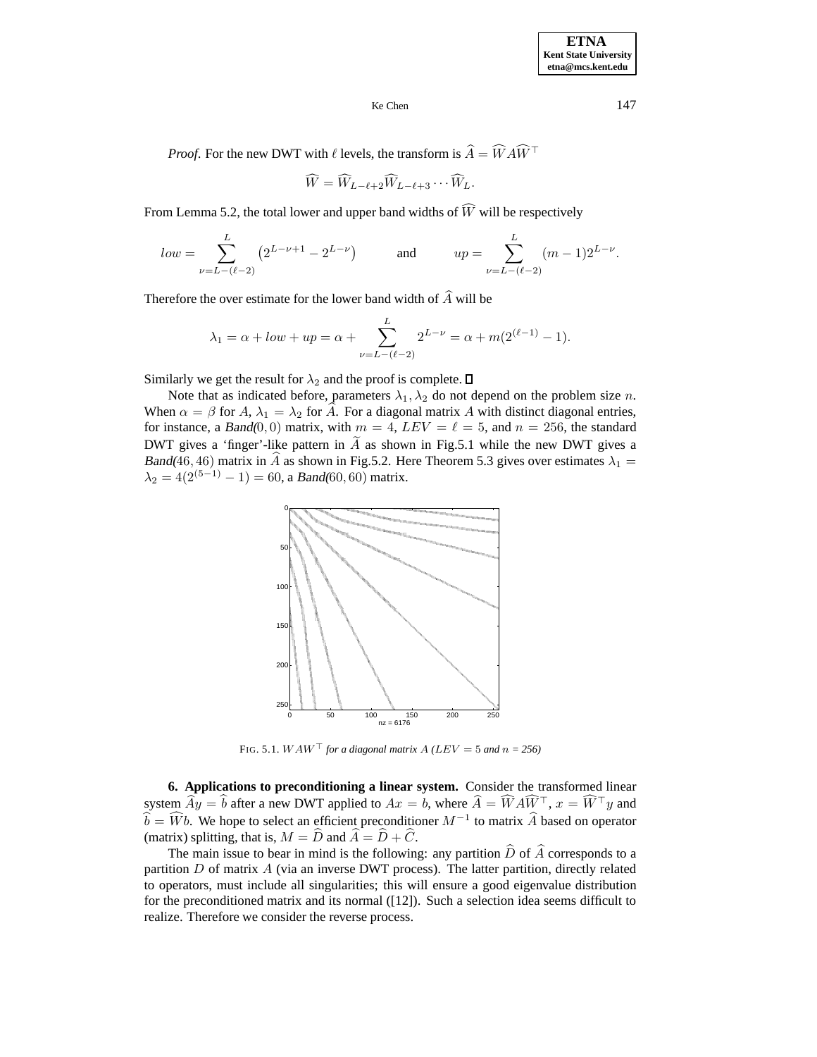*Proof*. For the new DWT with $\ell$ levels, the transform is $\widehat{A} = \widehat{W} A \widehat{W}^\top$

$$\widehat{W} = \widehat{W}_{L-\ell+2} \widehat{W}_{L-\ell+3} \cdots \widehat{W}_L.$$

From Lemma 5.2, the total lower and upper band widths of $\widehat{W}$ will be respectively

$$low = \sum_{\nu=L-(\ell-2)}^{L} \left(2^{L-\nu+1} - 2^{L-\nu}\right) \qquad \text{and} \qquad up = \sum_{\nu=L-(\ell-2)}^{L} (m-1) 2^{L-\nu}.$$

Therefore the over estimate for the lower band width of $\widehat{A}$ will be

$$\lambda_1 = \alpha + low + up = \alpha + \sum_{\nu=L-(\ell-2)}^{L} 2^{L-\nu} = \alpha + m(2^{(\ell-1)} - 1).$$

Similarly we get the result for $\lambda_2$ and the proof is complete. □

Note that as indicated before, parameters $\lambda_1, \lambda_2$ do not depend on the problem size $n$. When $\alpha = \beta$ for $A$, $\lambda_1 = \lambda_2$ for $\widehat{A}$. For a diagonal matrix $A$ with distinct diagonal entries, for instance, a *Band*$(0,0)$ matrix, with $m = 4$, $LEV = \ell = 5$, and $n = 256$, the standard DWT gives a 'finger'-like pattern in $\widetilde{A}$ as shown in Fig.5.1 while the new DWT gives a *Band*$(46,46)$ matrix in $\widehat{A}$ as shown in Fig.5.2. Here Theorem 5.3 gives over estimates $\lambda_1 = \lambda_2 = 4(2^{(5-1)} - 1) = 60$, a *Band*$(60,60)$ matrix.

FIG. 5.1. $WAW^\top$ *for a diagonal matrix* $A$ *(*$LEV = 5$ *and* $n$ *= 256)*

**6. Applications to preconditioning a linear system.** Consider the transformed linear system $\widehat{A}y = \widehat{b}$ after a new DWT applied to $Ax = b$, where $\widehat{A} = \widehat{W} A \widehat{W}^\top$, $x = \widehat{W}^\top y$ and $\widehat{b} = \widehat{W} b$. We hope to select an efficient preconditioner $M^{-1}$ to matrix $\widehat{A}$ based on operator (matrix) splitting, that is, $M = \widehat{D}$ and $\widehat{A} = \widehat{D} + \widehat{C}$.

The main issue to bear in mind is the following: any partition $\widehat{D}$ of $\widehat{A}$ corresponds to a partition $D$ of matrix $A$ (via an inverse DWT process). The latter partition, directly related to operators, must include all singularities; this will ensure a good eigenvalue distribution for the preconditioned matrix and its normal ([12]). Such a selection idea seems difficult to realize. Therefore we consider the reverse process.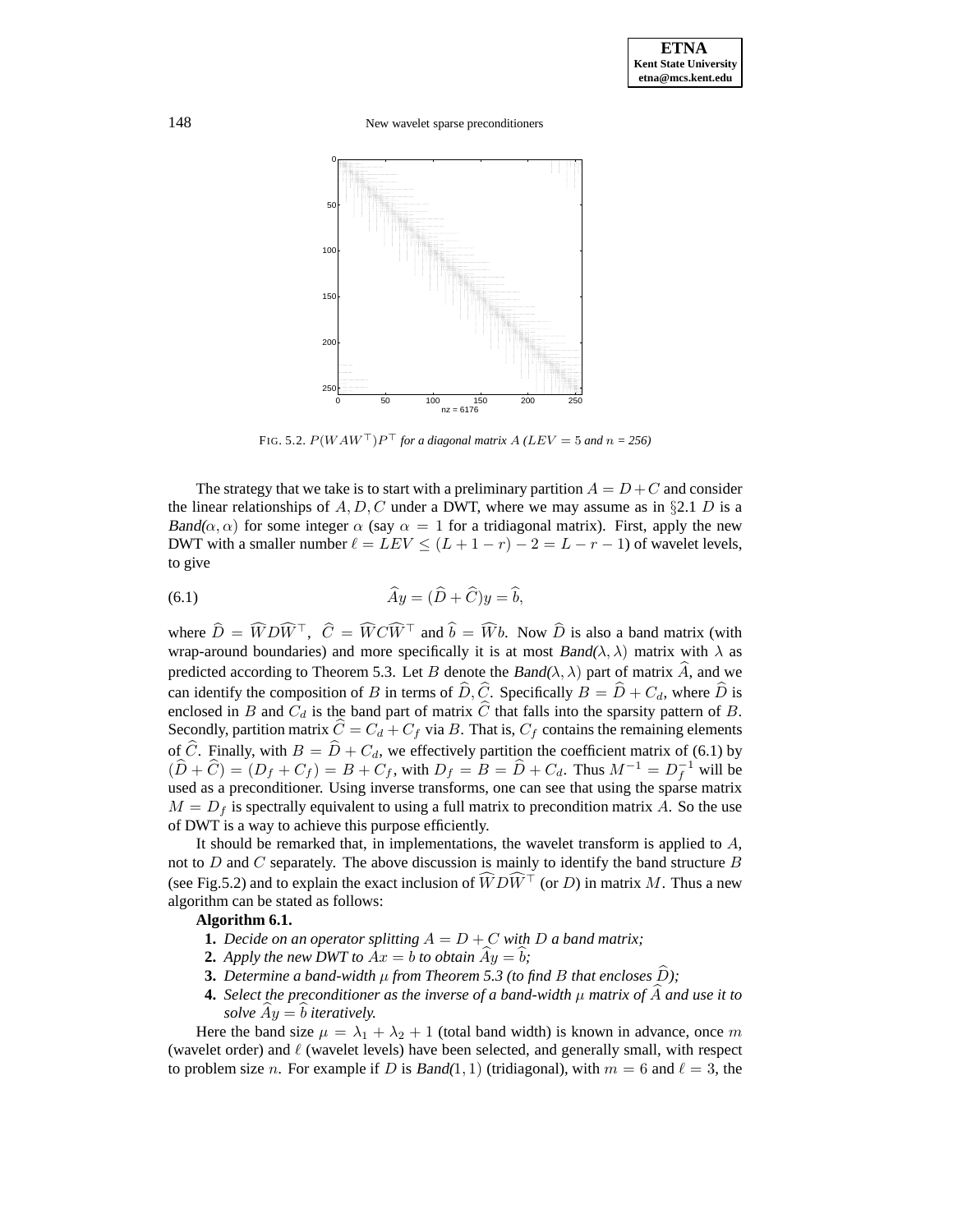FIG. 5.2. $P(WAW^\top)P^\top$ *for a diagonal matrix $A$ ($LEV = 5$ and $n$ = 256)*

The strategy that we take is to start with a preliminary partition $A = D + C$ and consider the linear relationships of $A, D, C$ under a DWT, where we may assume as in §2.1 $D$ is a *Band*$(\alpha, \alpha)$ for some integer $\alpha$ (say $\alpha = 1$ for a tridiagonal matrix). First, apply the new DWT with a smaller number $\ell = LEV \le (L + 1 - r) - 2 = L - r - 1$) of wavelet levels, to give

$$\widehat{A}y = (\widehat{D} + \widehat{C})y = \widehat{b}, \tag{6.1}$$

where $\widehat{D} = \widehat{W}D\widehat{W}^\top$, $\widehat{C} = \widehat{W}C\widehat{W}^\top$ and $\widehat{b} = \widehat{W}b$. Now $\widehat{D}$ is also a band matrix (with wrap-around boundaries) and more specifically it is at most *Band*$(\lambda, \lambda)$ matrix with $\lambda$ as predicted according to Theorem 5.3. Let $B$ denote the *Band*$(\lambda, \lambda)$ part of matrix $\widehat{A}$, and we can identify the composition of $B$ in terms of $\widehat{D}, \widehat{C}$. Specifically $B = \widehat{D} + C_d$, where $\widehat{D}$ is enclosed in $B$ and $C_d$ is the band part of matrix $\widehat{C}$ that falls into the sparsity pattern of $B$. Secondly, partition matrix $\widehat{C} = C_d + C_f$ via $B$. That is, $C_f$ contains the remaining elements of $\widehat{C}$. Finally, with $B = \widehat{D} + C_d$, we effectively partition the coefficient matrix of (6.1) by $(\widehat{D} + \widehat{C}) = (D_f + C_f) = B + C_f$, with $D_f = B = \widehat{D} + C_d$. Thus $M^{-1} = D_f^{-1}$ will be used as a preconditioner. Using inverse transforms, one can see that using the sparse matrix $M = D_f$ is spectrally equivalent to using a full matrix to precondition matrix $A$. So the use of DWT is a way to achieve this purpose efficiently.

It should be remarked that, in implementations, the wavelet transform is applied to $A$, not to $D$ and $C$ separately. The above discussion is mainly to identify the band structure $B$ (see Fig.5.2) and to explain the exact inclusion of $\widehat{W}D\widehat{W}^\top$ (or $D$) in matrix $M$. Thus a new algorithm can be stated as follows:

**Algorithm 6.1.**

1. *Decide on an operator splitting $A = D + C$ with $D$ a band matrix;*
2. *Apply the new DWT to $Ax = b$ to obtain $\widehat{A}y = \widehat{b}$;*
3. *Determine a band-width $\mu$ from Theorem 5.3 (to find $B$ that encloses $\widehat{D}$);*
4. *Select the preconditioner as the inverse of a band-width $\mu$ matrix of $\widehat{A}$ and use it to solve $\widehat{A}y = \widehat{b}$ iteratively.*

Here the band size $\mu = \lambda_1 + \lambda_2 + 1$ (total band width) is known in advance, once $m$ (wavelet order) and $\ell$ (wavelet levels) have been selected, and generally small, with respect to problem size $n$. For example if $D$ is *Band*$(1, 1)$ (tridiagonal), with $m = 6$ and $\ell = 3$, the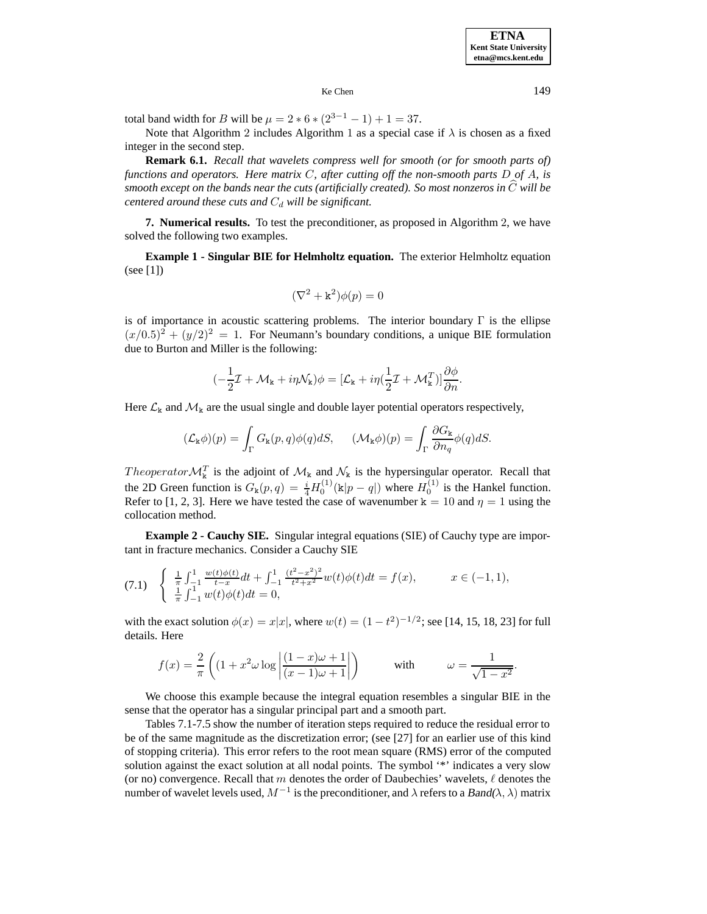total band width for $B$ will be $\mu = 2 * 6 * (2^{3-1} - 1) + 1 = 37$.

Note that Algorithm 2 includes Algorithm 1 as a special case if $\lambda$ is chosen as a fixed integer in the second step.

**Remark 6.1.** *Recall that wavelets compress well for smooth (or for smooth parts of) functions and operators. Here matrix $C$, after cutting off the non-smooth parts $D$ of $A$, is smooth except on the bands near the cuts (artificially created). So most nonzeros in $\widehat{C}$ will be centered around these cuts and $C_d$ will be significant.*

**7. Numerical results.** To test the preconditioner, as proposed in Algorithm 2, we have solved the following two examples.

**Example 1 - Singular BIE for Helmholtz equation.** The exterior Helmholtz equation (see [1])

$$(\nabla^2 + \mathtt{k}^2)\phi(p) = 0$$

is of importance in acoustic scattering problems. The interior boundary $\Gamma$ is the ellipse $(x/0.5)^2 + (y/2)^2 = 1$. For Neumann's boundary conditions, a unique BIE formulation due to Burton and Miller is the following:

$$(-\frac{1}{2}\mathcal{I} + \mathcal{M}_{\mathtt{k}} + i\eta\mathcal{N}_{\mathtt{k}})\phi = [\mathcal{L}_{\mathtt{k}} + i\eta(\frac{1}{2}\mathcal{I} + \mathcal{M}_{\mathtt{k}}^T)]\frac{\partial \phi}{\partial n}.$$

Here $\mathcal{L}_{\mathtt{k}}$ and $\mathcal{M}_{\mathtt{k}}$ are the usual single and double layer potential operators respectively,

$$(\mathcal{L}_{\mathtt{k}}\phi)(p) = \int_{\Gamma} G_{\mathtt{k}}(p,q)\phi(q)dS, \qquad (\mathcal{M}_{\mathtt{k}}\phi)(p) = \int_{\Gamma} \frac{\partial G_{\mathtt{k}}}{\partial n_q}\phi(q)dS.$$

$The operator \mathcal{M}_{\mathtt{k}}^T$ is the adjoint of $\mathcal{M}_{\mathtt{k}}$ and $\mathcal{N}_{\mathtt{k}}$ is the hypersingular operator. Recall that the 2D Green function is $G_{\mathtt{k}}(p,q) = \frac{i}{4}H_0^{(1)}(\mathtt{k}|p-q|)$ where $H_0^{(1)}$ is the Hankel function. Refer to [1, 2, 3]. Here we have tested the case of wavenumber $\mathtt{k} = 10$ and $\eta = 1$ using the collocation method.

**Example 2 - Cauchy SIE.** Singular integral equations (SIE) of Cauchy type are important in fracture mechanics. Consider a Cauchy SIE

$$(7.1) \quad \begin{cases} \frac{1}{\pi}\int_{-1}^{1} \frac{w(t)\phi(t)}{t-x}dt + \int_{-1}^{1} \frac{(t^2-x^2)^2}{t^2+x^2}w(t)\phi(t)dt = f(x), & x \in (-1,1), \\ \frac{1}{\pi}\int_{-1}^{1} w(t)\phi(t)dt = 0, \end{cases}$$

with the exact solution $\phi(x) = x|x|$, where $w(t) = (1-t^2)^{-1/2}$; see [14, 15, 18, 23] for full details. Here

$$f(x) = \frac{2}{\pi}\left((1 + x^2\omega \log\left|\frac{(1-x)\omega + 1}{(x-1)\omega + 1}\right|\right) \qquad \text{with} \qquad \omega = \frac{1}{\sqrt{1-x^2}}.$$

We choose this example because the integral equation resembles a singular BIE in the sense that the operator has a singular principal part and a smooth part.

Tables 7.1-7.5 show the number of iteration steps required to reduce the residual error to be of the same magnitude as the discretization error; (see [27] for an earlier use of this kind of stopping criteria). This error refers to the root mean square (RMS) error of the computed solution against the exact solution at all nodal points. The symbol '*' indicates a very slow (or no) convergence. Recall that $m$ denotes the order of Daubechies' wavelets, $\ell$ denotes the number of wavelet levels used, $M^{-1}$ is the preconditioner, and $\lambda$ refers to a *Band*$(\lambda, \lambda)$ matrix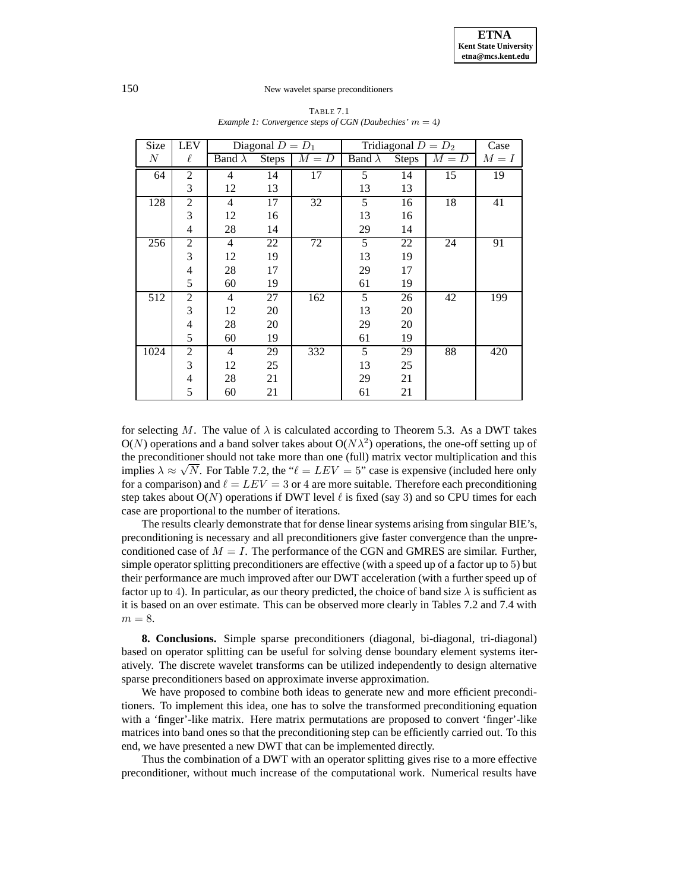TABLE 7.1
*Example 1: Convergence steps of CGN (Daubechies' $m = 4$)*

| Size | LEV | Diagonal $D = D_1$ | | | Tridiagonal $D = D_2$ | | | Case |
|---|---|---|---|---|---|---|---|---|
| $N$ | $\ell$ | Band $\lambda$ | Steps | $M = D$ | Band $\lambda$ | Steps | $M = D$ | $M = I$ |
| 64 | 2 | 4 | 14 | 17 | 5 | 14 | 15 | 19 |
| | 3 | 12 | 13 | | 13 | 13 | | |
| 128 | 2 | 4 | 17 | 32 | 5 | 16 | 18 | 41 |
| | 3 | 12 | 16 | | 13 | 16 | | |
| | 4 | 28 | 14 | | 29 | 14 | | |
| 256 | 2 | 4 | 22 | 72 | 5 | 22 | 24 | 91 |
| | 3 | 12 | 19 | | 13 | 19 | | |
| | 4 | 28 | 17 | | 29 | 17 | | |
| | 5 | 60 | 19 | | 61 | 19 | | |
| 512 | 2 | 4 | 27 | 162 | 5 | 26 | 42 | 199 |
| | 3 | 12 | 20 | | 13 | 20 | | |
| | 4 | 28 | 20 | | 29 | 20 | | |
| | 5 | 60 | 19 | | 61 | 19 | | |
| 1024 | 2 | 4 | 29 | 332 | 5 | 29 | 88 | 420 |
| | 3 | 12 | 25 | | 13 | 25 | | |
| | 4 | 28 | 21 | | 29 | 21 | | |
| | 5 | 60 | 21 | | 61 | 21 | | |

for selecting $M$. The value of $\lambda$ is calculated according to Theorem 5.3. As a DWT takes O($N$) operations and a band solver takes about O($N\lambda^2$) operations, the one-off setting up of the preconditioner should not take more than one (full) matrix vector multiplication and this implies $\lambda \approx \sqrt{N}$. For Table 7.2, the "$\ell = LEV = 5$" case is expensive (included here only for a comparison) and $\ell = LEV = 3$ or $4$ are more suitable. Therefore each preconditioning step takes about O($N$) operations if DWT level $\ell$ is fixed (say 3) and so CPU times for each case are proportional to the number of iterations.

The results clearly demonstrate that for dense linear systems arising from singular BIE's, preconditioning is necessary and all preconditioners give faster convergence than the unpreconditioned case of $M = I$. The performance of the CGN and GMRES are similar. Further, simple operator splitting preconditioners are effective (with a speed up of a factor up to 5) but their performance are much improved after our DWT acceleration (with a further speed up of factor up to 4). In particular, as our theory predicted, the choice of band size $\lambda$ is sufficient as it is based on an over estimate. This can be observed more clearly in Tables 7.2 and 7.4 with $m = 8$.

**8. Conclusions.** Simple sparse preconditioners (diagonal, bi-diagonal, tri-diagonal) based on operator splitting can be useful for solving dense boundary element systems iteratively. The discrete wavelet transforms can be utilized independently to design alternative sparse preconditioners based on approximate inverse approximation.

We have proposed to combine both ideas to generate new and more efficient preconditioners. To implement this idea, one has to solve the transformed preconditioning equation with a 'finger'-like matrix. Here matrix permutations are proposed to convert 'finger'-like matrices into band ones so that the preconditioning step can be efficiently carried out. To this end, we have presented a new DWT that can be implemented directly.

Thus the combination of a DWT with an operator splitting gives rise to a more effective preconditioner, without much increase of the computational work. Numerical results have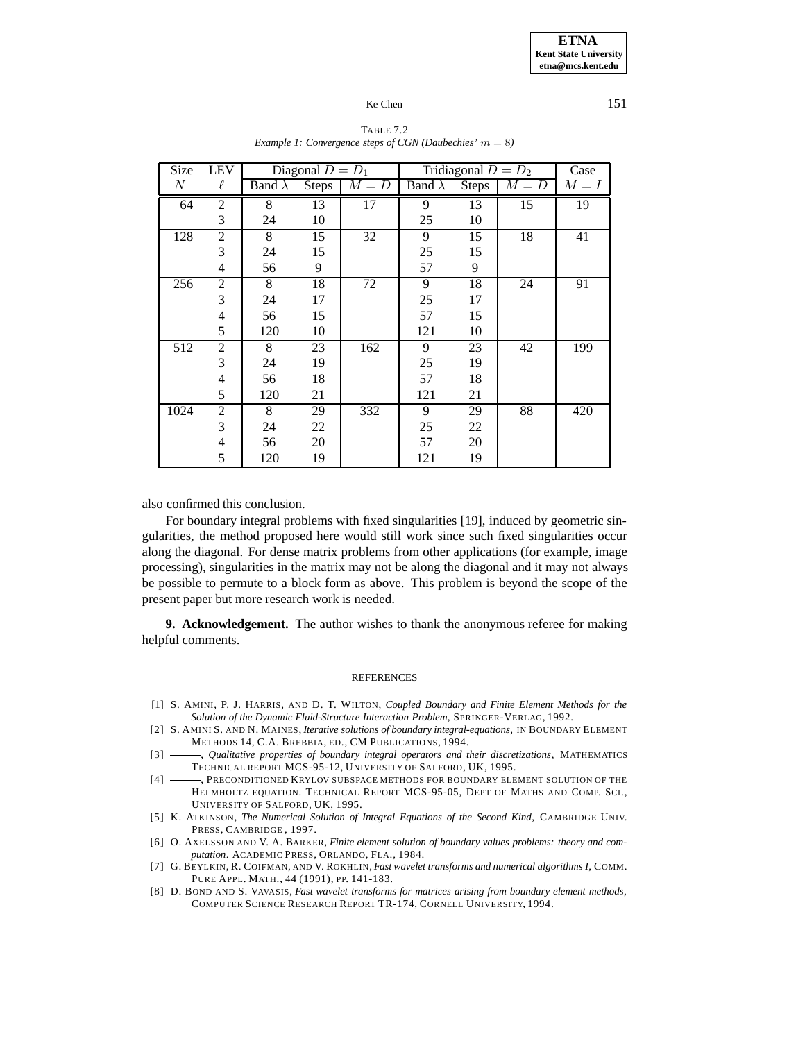TABLE 7.2
*Example 1: Convergence steps of CGN (Daubechies' $m = 8$)*

| Size | LEV | Diagonal $D = D_1$ | | | Tridiagonal $D = D_2$ | | | Case |
|---|---|---|---|---|---|---|---|---|
| $N$ | $\ell$ | Band $\lambda$ | Steps | $M = D$ | Band $\lambda$ | Steps | $M = D$ | $M = I$ |
| 64 | 2 | 8 | 13 | 17 | 9 | 13 | 15 | 19 |
| | 3 | 24 | 10 | | 25 | 10 | | |
| 128 | 2 | 8 | 15 | 32 | 9 | 15 | 18 | 41 |
| | 3 | 24 | 15 | | 25 | 15 | | |
| | 4 | 56 | 9 | | 57 | 9 | | |
| 256 | 2 | 8 | 18 | 72 | 9 | 18 | 24 | 91 |
| | 3 | 24 | 17 | | 25 | 17 | | |
| | 4 | 56 | 15 | | 57 | 15 | | |
| | 5 | 120 | 10 | | 121 | 10 | | |
| 512 | 2 | 8 | 23 | 162 | 9 | 23 | 42 | 199 |
| | 3 | 24 | 19 | | 25 | 19 | | |
| | 4 | 56 | 18 | | 57 | 18 | | |
| | 5 | 120 | 21 | | 121 | 21 | | |
| 1024 | 2 | 8 | 29 | 332 | 9 | 29 | 88 | 420 |
| | 3 | 24 | 22 | | 25 | 22 | | |
| | 4 | 56 | 20 | | 57 | 20 | | |
| | 5 | 120 | 19 | | 121 | 19 | | |

also confirmed this conclusion.

For boundary integral problems with fixed singularities [19], induced by geometric singularities, the method proposed here would still work since such fixed singularities occur along the diagonal. For dense matrix problems from other applications (for example, image processing), singularities in the matrix may not be along the diagonal and it may not always be possible to permute to a block form as above. This problem is beyond the scope of the present paper but more research work is needed.

**9. Acknowledgement.** The author wishes to thank the anonymous referee for making helpful comments.

## REFERENCES

[1] S. Amini, P. J. Harris, and D. T. Wilton, *Coupled Boundary and Finite Element Methods for the Solution of the Dynamic Fluid-Structure Interaction Problem*, Springer-Verlag, 1992.

[2] S. Amini S. and N. Maines, *Iterative solutions of boundary integral-equations*, in Boundary Element Methods 14, C.A. Brebbia, ed., CM Publications, 1994.

[3] ———, *Qualitative properties of boundary integral operators and their discretizations*, Mathematics Technical report MCS-95-12, University of Salford, UK, 1995.

[4] ———, Preconditioned Krylov subspace methods for boundary element solution of the Helmholtz equation. Technical Report MCS-95-05, Dept of Maths and Comp. Sci., University of Salford, UK, 1995.

[5] K. Atkinson, *The Numerical Solution of Integral Equations of the Second Kind*, Cambridge Univ. Press, Cambridge , 1997.

[6] O. Axelsson and V. A. Barker, *Finite element solution of boundary values problems: theory and computation*. Academic Press, Orlando, Fla., 1984.

[7] G. Beylkin, R. Coifman, and V. Rokhlin, *Fast wavelet transforms and numerical algorithms I*, Comm. Pure Appl. Math., 44 (1991), pp. 141-183.

[8] D. Bond and S. Vavasis, *Fast wavelet transforms for matrices arising from boundary element methods*, Computer Science Research Report TR-174, Cornell University, 1994.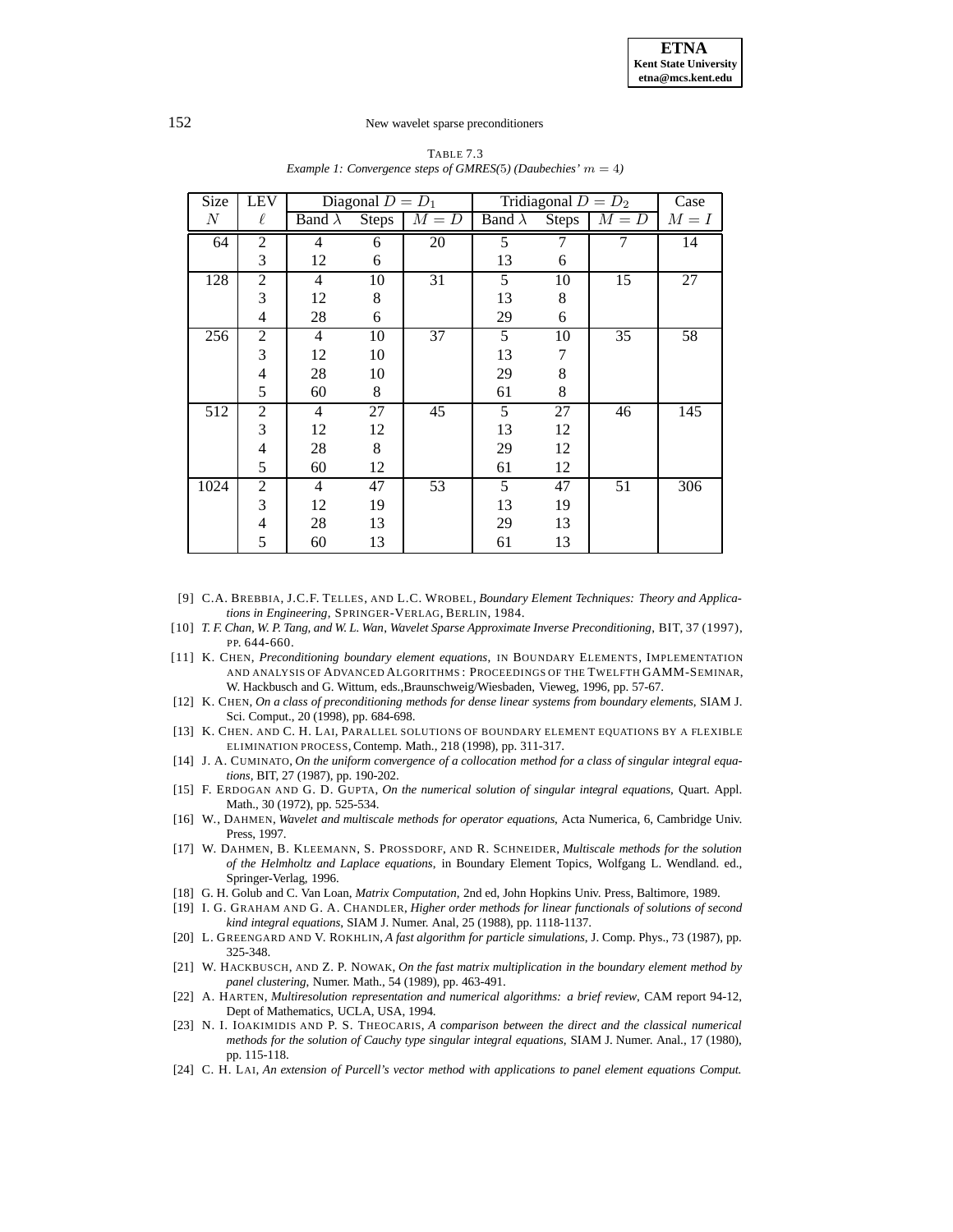TABLE 7.3
*Example 1: Convergence steps of GMRES(5) (Daubechies' $m = 4$)*

| Size | LEV | Diagonal $D = D_1$ | | | Tridiagonal $D = D_2$ | | | Case |
|---|---|---|---|---|---|---|---|---|
| $N$ | $\ell$ | Band $\lambda$ | Steps | $M = D$ | Band $\lambda$ | Steps | $M = D$ | $M = I$ |
| 64 | 2 | 4 | 6 | 20 | 5 | 7 | 7 | 14 |
| | 3 | 12 | 6 | | 13 | 6 | | |
| 128 | 2 | 4 | 10 | 31 | 5 | 10 | 15 | 27 |
| | 3 | 12 | 8 | | 13 | 8 | | |
| | 4 | 28 | 6 | | 29 | 6 | | |
| 256 | 2 | 4 | 10 | 37 | 5 | 10 | 35 | 58 |
| | 3 | 12 | 10 | | 13 | 7 | | |
| | 4 | 28 | 10 | | 29 | 8 | | |
| | 5 | 60 | 8 | | 61 | 8 | | |
| 512 | 2 | 4 | 27 | 45 | 5 | 27 | 46 | 145 |
| | 3 | 12 | 12 | | 13 | 12 | | |
| | 4 | 28 | 8 | | 29 | 12 | | |
| | 5 | 60 | 12 | | 61 | 12 | | |
| 1024 | 2 | 4 | 47 | 53 | 5 | 47 | 51 | 306 |
| | 3 | 12 | 19 | | 13 | 19 | | |
| | 4 | 28 | 13 | | 29 | 13 | | |
| | 5 | 60 | 13 | | 61 | 13 | | |

[9] C.A. BREBBIA, J.C.F. TELLES, AND L.C. WROBEL, *Boundary Element Techniques: Theory and Applications in Engineering*, SPRINGER-VERLAG, BERLIN, 1984.

[10] *T. F. Chan, W. P. Tang, and W. L. Wan, Wavelet Sparse Approximate Inverse Preconditioning*, BIT, 37 (1997), PP. 644-660.

[11] K. CHEN, *Preconditioning boundary element equations*, IN BOUNDARY ELEMENTS, IMPLEMENTATION AND ANALYSIS OF ADVANCED ALGORITHMS: PROCEEDINGS OF THE TWELFTH GAMM-SEMINAR, W. Hackbusch and G. Wittum, eds.,Braunschweig/Wiesbaden, Vieweg, 1996, pp. 57-67.

[12] K. CHEN, *On a class of preconditioning methods for dense linear systems from boundary elements*, SIAM J. Sci. Comput., 20 (1998), pp. 684-698.

[13] K. CHEN. AND C. H. LAI, PARALLEL SOLUTIONS OF BOUNDARY ELEMENT EQUATIONS BY A FLEXIBLE ELIMINATION PROCESS, Contemp. Math., 218 (1998), pp. 311-317.

[14] J. A. CUMINATO, *On the uniform convergence of a collocation method for a class of singular integral equations*, BIT, 27 (1987), pp. 190-202.

[15] F. ERDOGAN AND G. D. GUPTA, *On the numerical solution of singular integral equations*, Quart. Appl. Math., 30 (1972), pp. 525-534.

[16] W., DAHMEN, *Wavelet and multiscale methods for operator equations*, Acta Numerica, 6, Cambridge Univ. Press, 1997.

[17] W. DAHMEN, B. KLEEMANN, S. PROSSDORF, AND R. SCHNEIDER, *Multiscale methods for the solution of the Helmholtz and Laplace equations*, in Boundary Element Topics, Wolfgang L. Wendland. ed., Springer-Verlag, 1996.

[18] G. H. Golub and C. Van Loan, *Matrix Computation*, 2nd ed, John Hopkins Univ. Press, Baltimore, 1989.

[19] I. G. GRAHAM AND G. A. CHANDLER, *Higher order methods for linear functionals of solutions of second kind integral equations*, SIAM J. Numer. Anal, 25 (1988), pp. 1118-1137.

[20] L. GREENGARD AND V. ROKHLIN, *A fast algorithm for particle simulations*, J. Comp. Phys., 73 (1987), pp. 325-348.

[21] W. HACKBUSCH, AND Z. P. NOWAK, *On the fast matrix multiplication in the boundary element method by panel clustering*, Numer. Math., 54 (1989), pp. 463-491.

[22] A. HARTEN, *Multiresolution representation and numerical algorithms: a brief review*, CAM report 94-12, Dept of Mathematics, UCLA, USA, 1994.

[23] N. I. IOAKIMIDIS AND P. S. THEOCARIS, *A comparison between the direct and the classical numerical methods for the solution of Cauchy type singular integral equations*, SIAM J. Numer. Anal., 17 (1980), pp. 115-118.

[24] C. H. LAI, *An extension of Purcell's vector method with applications to panel element equations Comput.*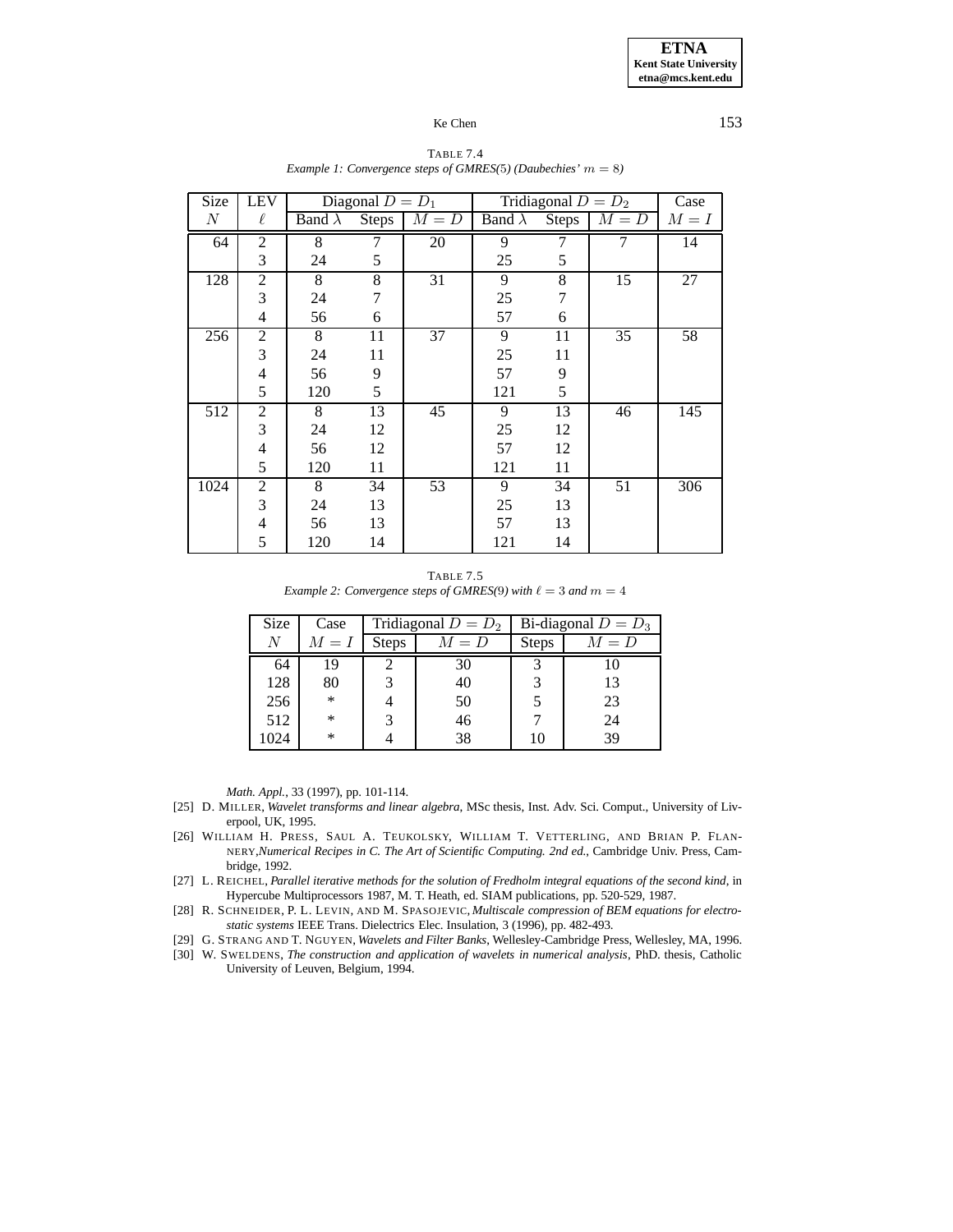TABLE 7.4
*Example 1: Convergence steps of GMRES(5) (Daubechies' $m = 8$)*

| Size | LEV | Diagonal $D = D_1$ | | | Tridiagonal $D = D_2$ | | | Case |
|---|---|---|---|---|---|---|---|---|
| $N$ | $\ell$ | Band $\lambda$ | Steps | $M = D$ | Band $\lambda$ | Steps | $M = D$ | $M = I$ |
| 64 | 2 | 8 | 7 | 20 | 9 | 7 | 7 | 14 |
| | 3 | 24 | 5 | | 25 | 5 | | |
| 128 | 2 | 8 | 8 | 31 | 9 | 8 | 15 | 27 |
| | 3 | 24 | 7 | | 25 | 7 | | |
| | 4 | 56 | 6 | | 57 | 6 | | |
| 256 | 2 | 8 | 11 | 37 | 9 | 11 | 35 | 58 |
| | 3 | 24 | 11 | | 25 | 11 | | |
| | 4 | 56 | 9 | | 57 | 9 | | |
| | 5 | 120 | 5 | | 121 | 5 | | |
| 512 | 2 | 8 | 13 | 45 | 9 | 13 | 46 | 145 |
| | 3 | 24 | 12 | | 25 | 12 | | |
| | 4 | 56 | 12 | | 57 | 12 | | |
| | 5 | 120 | 11 | | 121 | 11 | | |
| 1024 | 2 | 8 | 34 | 53 | 9 | 34 | 51 | 306 |
| | 3 | 24 | 13 | | 25 | 13 | | |
| | 4 | 56 | 13 | | 57 | 13 | | |
| | 5 | 120 | 14 | | 121 | 14 | | |

TABLE 7.5
*Example 2: Convergence steps of GMRES(9) with $\ell = 3$ and $m = 4$*

| Size | Case | Tridiagonal $D = D_2$ | | Bi-diagonal $D = D_3$ | |
|---|---|---|---|---|---|
| $N$ | $M = I$ | Steps | $M = D$ | Steps | $M = D$ |
| 64 | 19 | 2 | 30 | 3 | 10 |
| 128 | 80 | 3 | 40 | 3 | 13 |
| 256 | * | 4 | 50 | 5 | 23 |
| 512 | * | 3 | 46 | 7 | 24 |
| 1024 | * | 4 | 38 | 10 | 39 |

*Math. Appl.*, 33 (1997), pp. 101-114.

[25] D. MILLER, *Wavelet transforms and linear algebra*, MSc thesis, Inst. Adv. Sci. Comput., University of Liverpool, UK, 1995.

[26] WILLIAM H. PRESS, SAUL A. TEUKOLSKY, WILLIAM T. VETTERLING, AND BRIAN P. FLANNERY,*Numerical Recipes in C. The Art of Scientific Computing. 2nd ed.*, Cambridge Univ. Press, Cambridge, 1992.

[27] L. REICHEL, *Parallel iterative methods for the solution of Fredholm integral equations of the second kind*, in Hypercube Multiprocessors 1987, M. T. Heath, ed. SIAM publications, pp. 520-529, 1987.

[28] R. SCHNEIDER, P. L. LEVIN, AND M. SPASOJEVIC,*Multiscale compression of BEM equations for electrostatic systems* IEEE Trans. Dielectrics Elec. Insulation, 3 (1996), pp. 482-493.

[29] G. STRANG AND T. NGUYEN,*Wavelets and Filter Banks*, Wellesley-Cambridge Press, Wellesley, MA, 1996.

[30] W. SWELDENS, *The construction and application of wavelets in numerical analysis*, PhD. thesis, Catholic University of Leuven, Belgium, 1994.